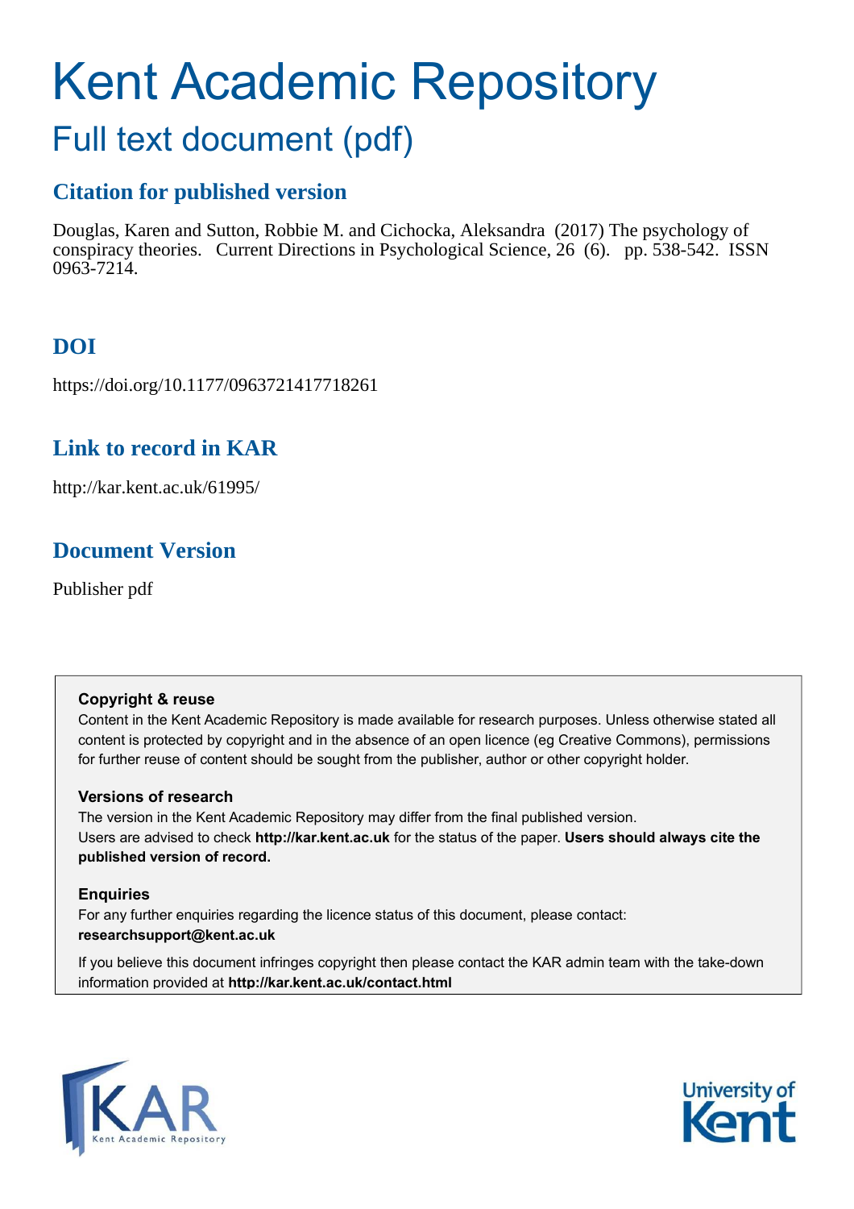# Kent Academic Repository

## Full text document (pdf)

### Citation for published version

Douglas, Karen and Sutton, Robbie M. and Cichocka, Aleksandra (2017) The psychology of conspiracy theories. Current Directions in Psychological Science, 26 (6). pp. 538-542. ISSN 0963-7214.

### DOI

https://doi.org/10.1177/0963721417718261

### Link to record in KAR

http://kar.kent.ac.uk/61995/

### Document Version

Publisher pdf

**Copyright & reuse**

Content in the Kent Academic Repository is made available for research purposes. Unless otherwise stated all content is protected by copyright and in the absence of an open licence (eg Creative Commons), permissions for further reuse of content should be sought from the publisher, author or other copyright holder.

**Versions of research**

The version in the Kent Academic Repository may differ from the final published version. Users are advised to check **http://kar.kent.ac.uk** for the status of the paper. **Users should always cite the published version of record.**

**Enquiries**

For any further enquiries regarding the licence status of this document, please contact: **researchsupport@kent.ac.uk**

If you believe this document infringes copyright then please contact the KAR admin team with the take-down information provided at **http://kar.kent.ac.uk/contact.html**

KAR Kent Academic Repository

University of Kent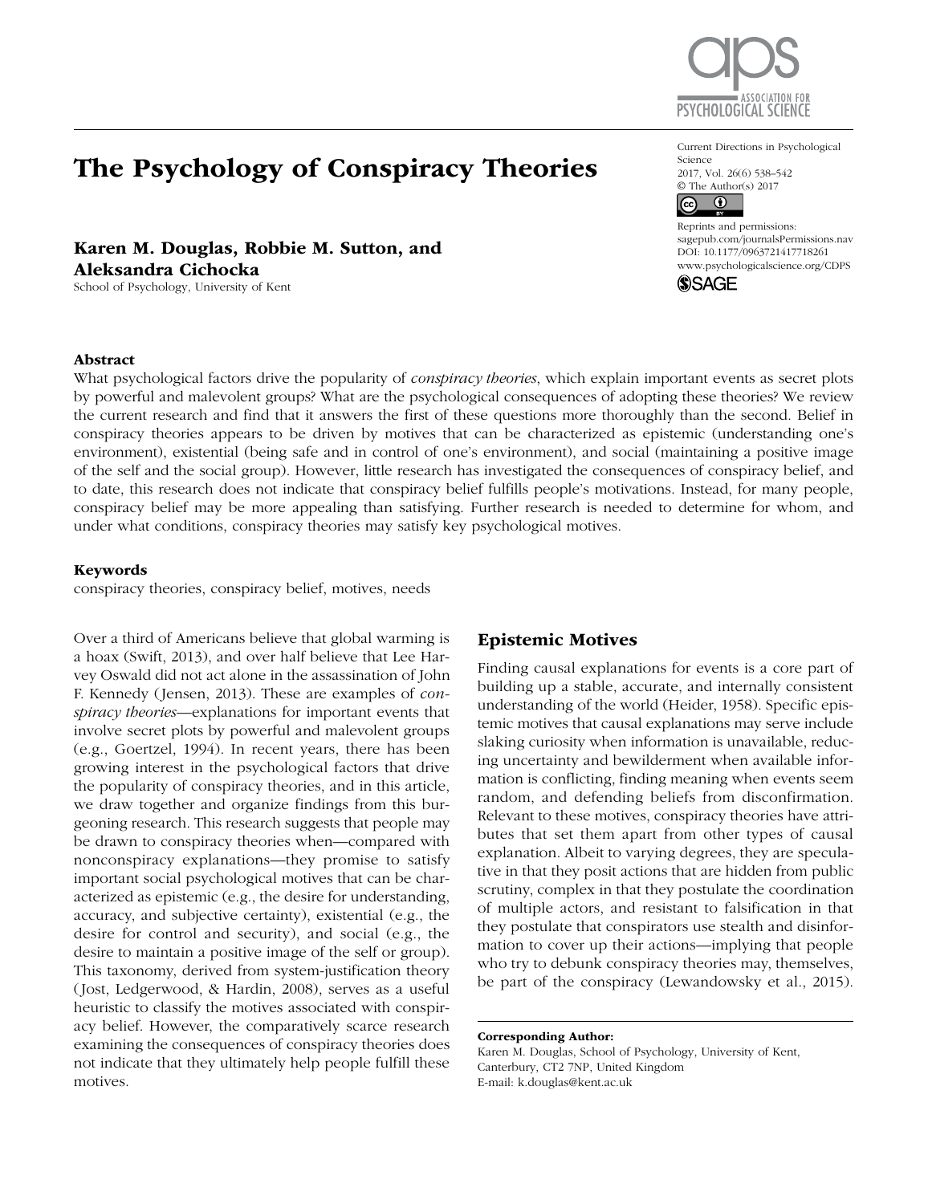# The Psychology of Conspiracy Theories

**Karen M. Douglas, Robbie M. Sutton, and Aleksandra Cichocka**

School of Psychology, University of Kent

### Abstract

What psychological factors drive the popularity of *conspiracy theories*, which explain important events as secret plots by powerful and malevolent groups? What are the psychological consequences of adopting these theories? We review the current research and find that it answers the first of these questions more thoroughly than the second. Belief in conspiracy theories appears to be driven by motives that can be characterized as epistemic (understanding one's environment), existential (being safe and in control of one's environment), and social (maintaining a positive image of the self and the social group). However, little research has investigated the consequences of conspiracy belief, and to date, this research does not indicate that conspiracy belief fulfills people's motivations. Instead, for many people, conspiracy belief may be more appealing than satisfying. Further research is needed to determine for whom, and under what conditions, conspiracy theories may satisfy key psychological motives.

### Keywords

conspiracy theories, conspiracy belief, motives, needs

Over a third of Americans believe that global warming is a hoax (Swift, 2013), and over half believe that Lee Harvey Oswald did not act alone in the assassination of John F. Kennedy (Jensen, 2013). These are examples of *conspiracy theories*—explanations for important events that involve secret plots by powerful and malevolent groups (e.g., Goertzel, 1994). In recent years, there has been growing interest in the psychological factors that drive the popularity of conspiracy theories, and in this article, we draw together and organize findings from this burgeoning research. This research suggests that people may be drawn to conspiracy theories when—compared with nonconspiracy explanations—they promise to satisfy important social psychological motives that can be characterized as epistemic (e.g., the desire for understanding, accuracy, and subjective certainty), existential (e.g., the desire for control and security), and social (e.g., the desire to maintain a positive image of the self or group). This taxonomy, derived from system-justification theory (Jost, Ledgerwood, & Hardin, 2008), serves as a useful heuristic to classify the motives associated with conspiracy belief. However, the comparatively scarce research examining the consequences of conspiracy theories does not indicate that they ultimately help people fulfill these motives.

## Epistemic Motives

Finding causal explanations for events is a core part of building up a stable, accurate, and internally consistent understanding of the world (Heider, 1958). Specific epistemic motives that causal explanations may serve include slaking curiosity when information is unavailable, reducing uncertainty and bewilderment when available information is conflicting, finding meaning when events seem random, and defending beliefs from disconfirmation. Relevant to these motives, conspiracy theories have attributes that set them apart from other types of causal explanation. Albeit to varying degrees, they are speculative in that they posit actions that are hidden from public scrutiny, complex in that they postulate the coordination of multiple actors, and resistant to falsification in that they postulate that conspirators use stealth and disinformation to cover up their actions—implying that people who try to debunk conspiracy theories may, themselves, be part of the conspiracy (Lewandowsky et al., 2015).

**Corresponding Author:**
Karen M. Douglas, School of Psychology, University of Kent, Canterbury, CT2 7NP, United Kingdom
E-mail: k.douglas@kent.ac.uk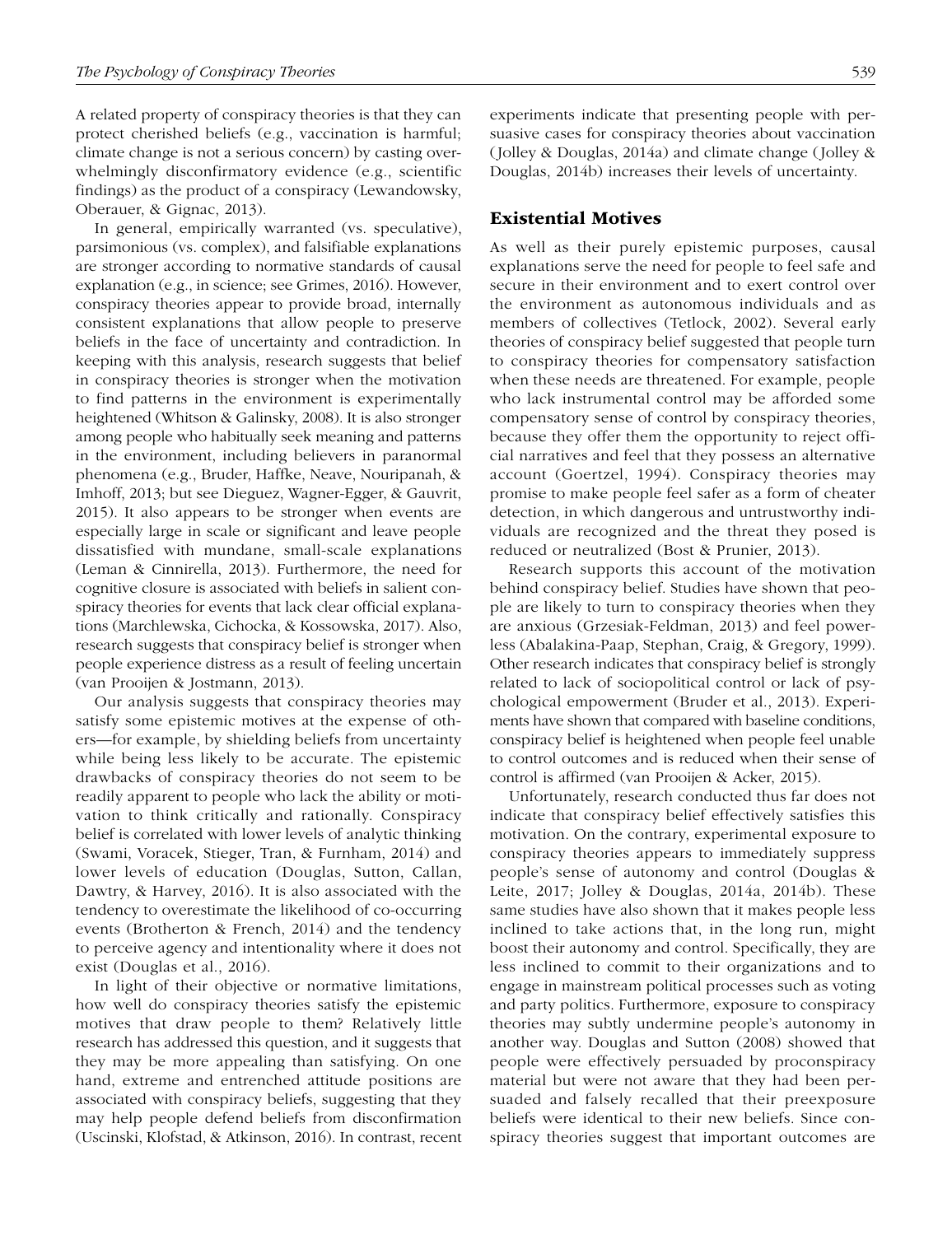A related property of conspiracy theories is that they can protect cherished beliefs (e.g., vaccination is harmful; climate change is not a serious concern) by casting overwhelmingly disconfirmatory evidence (e.g., scientific findings) as the product of a conspiracy (Lewandowsky, Oberauer, & Gignac, 2013).

In general, empirically warranted (vs. speculative), parsimonious (vs. complex), and falsifiable explanations are stronger according to normative standards of causal explanation (e.g., in science; see Grimes, 2016). However, conspiracy theories appear to provide broad, internally consistent explanations that allow people to preserve beliefs in the face of uncertainty and contradiction. In keeping with this analysis, research suggests that belief in conspiracy theories is stronger when the motivation to find patterns in the environment is experimentally heightened (Whitson & Galinsky, 2008). It is also stronger among people who habitually seek meaning and patterns in the environment, including believers in paranormal phenomena (e.g., Bruder, Haffke, Neave, Nouripanah, & Imhoff, 2013; but see Dieguez, Wagner-Egger, & Gauvrit, 2015). It also appears to be stronger when events are especially large in scale or significant and leave people dissatisfied with mundane, small-scale explanations (Leman & Cinnirella, 2013). Furthermore, the need for cognitive closure is associated with beliefs in salient conspiracy theories for events that lack clear official explanations (Marchlewska, Cichocka, & Kossowska, 2017). Also, research suggests that conspiracy belief is stronger when people experience distress as a result of feeling uncertain (van Prooijen & Jostmann, 2013).

Our analysis suggests that conspiracy theories may satisfy some epistemic motives at the expense of others—for example, by shielding beliefs from uncertainty while being less likely to be accurate. The epistemic drawbacks of conspiracy theories do not seem to be readily apparent to people who lack the ability or motivation to think critically and rationally. Conspiracy belief is correlated with lower levels of analytic thinking (Swami, Voracek, Stieger, Tran, & Furnham, 2014) and lower levels of education (Douglas, Sutton, Callan, Dawtry, & Harvey, 2016). It is also associated with the tendency to overestimate the likelihood of co-occurring events (Brotherton & French, 2014) and the tendency to perceive agency and intentionality where it does not exist (Douglas et al., 2016).

In light of their objective or normative limitations, how well do conspiracy theories satisfy the epistemic motives that draw people to them? Relatively little research has addressed this question, and it suggests that they may be more appealing than satisfying. On one hand, extreme and entrenched attitude positions are associated with conspiracy beliefs, suggesting that they may help people defend beliefs from disconfirmation (Uscinski, Klofstad, & Atkinson, 2016). In contrast, recent experiments indicate that presenting people with persuasive cases for conspiracy theories about vaccination (Jolley & Douglas, 2014a) and climate change (Jolley & Douglas, 2014b) increases their levels of uncertainty.

## Existential Motives

As well as their purely epistemic purposes, causal explanations serve the need for people to feel safe and secure in their environment and to exert control over the environment as autonomous individuals and as members of collectives (Tetlock, 2002). Several early theories of conspiracy belief suggested that people turn to conspiracy theories for compensatory satisfaction when these needs are threatened. For example, people who lack instrumental control may be afforded some compensatory sense of control by conspiracy theories, because they offer them the opportunity to reject official narratives and feel that they possess an alternative account (Goertzel, 1994). Conspiracy theories may promise to make people feel safer as a form of cheater detection, in which dangerous and untrustworthy individuals are recognized and the threat they posed is reduced or neutralized (Bost & Prunier, 2013).

Research supports this account of the motivation behind conspiracy belief. Studies have shown that people are likely to turn to conspiracy theories when they are anxious (Grzesiak-Feldman, 2013) and feel powerless (Abalakina-Paap, Stephan, Craig, & Gregory, 1999). Other research indicates that conspiracy belief is strongly related to lack of sociopolitical control or lack of psychological empowerment (Bruder et al., 2013). Experiments have shown that compared with baseline conditions, conspiracy belief is heightened when people feel unable to control outcomes and is reduced when their sense of control is affirmed (van Prooijen & Acker, 2015).

Unfortunately, research conducted thus far does not indicate that conspiracy belief effectively satisfies this motivation. On the contrary, experimental exposure to conspiracy theories appears to immediately suppress people's sense of autonomy and control (Douglas & Leite, 2017; Jolley & Douglas, 2014a, 2014b). These same studies have also shown that it makes people less inclined to take actions that, in the long run, might boost their autonomy and control. Specifically, they are less inclined to commit to their organizations and to engage in mainstream political processes such as voting and party politics. Furthermore, exposure to conspiracy theories may subtly undermine people's autonomy in another way. Douglas and Sutton (2008) showed that people were effectively persuaded by proconspiracy material but were not aware that they had been persuaded and falsely recalled that their preexposure beliefs were identical to their new beliefs. Since conspiracy theories suggest that important outcomes are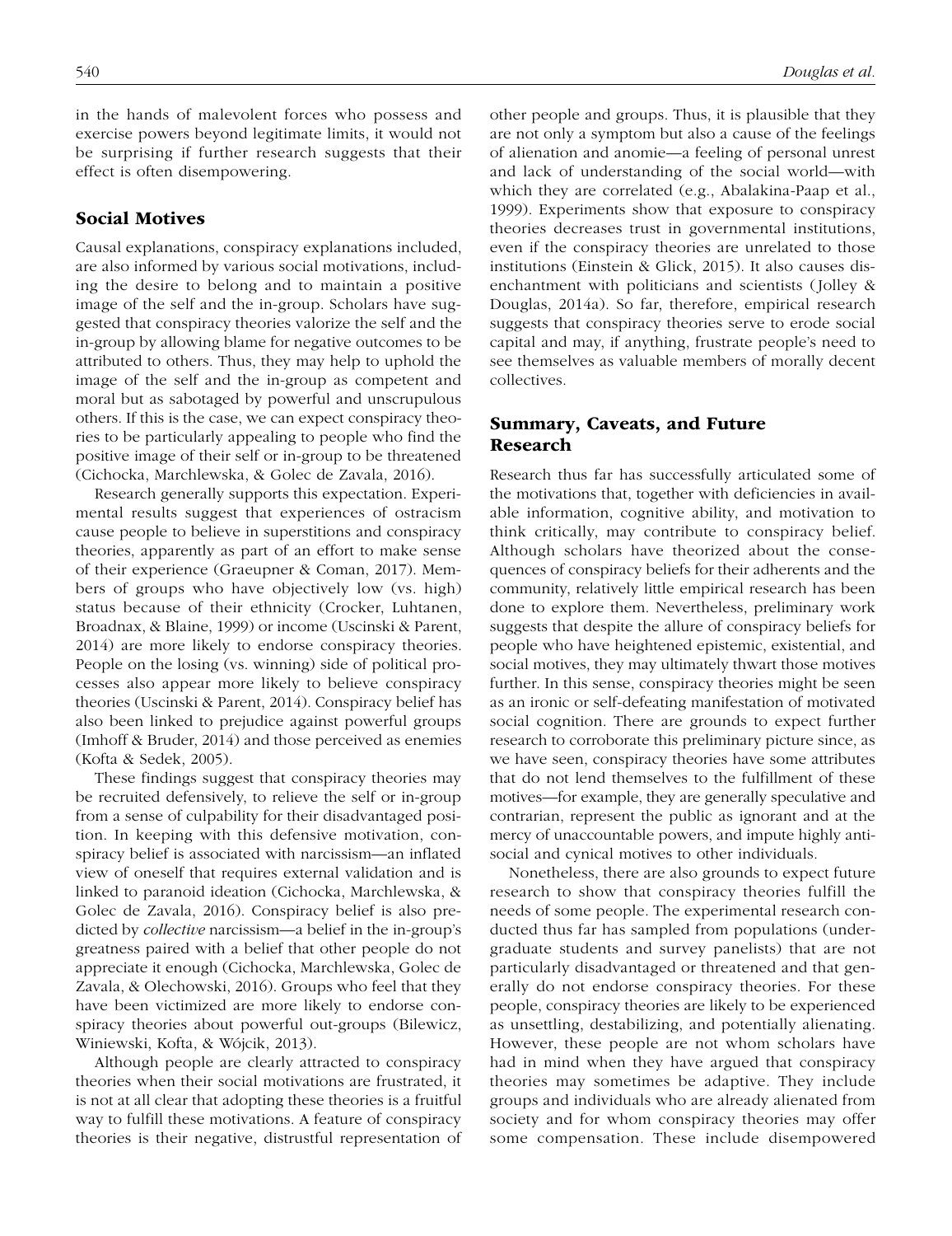in the hands of malevolent forces who possess and exercise powers beyond legitimate limits, it would not be surprising if further research suggests that their effect is often disempowering.

## Social Motives

Causal explanations, conspiracy explanations included, are also informed by various social motivations, including the desire to belong and to maintain a positive image of the self and the in-group. Scholars have suggested that conspiracy theories valorize the self and the in-group by allowing blame for negative outcomes to be attributed to others. Thus, they may help to uphold the image of the self and the in-group as competent and moral but as sabotaged by powerful and unscrupulous others. If this is the case, we can expect conspiracy theories to be particularly appealing to people who find the positive image of their self or in-group to be threatened (Cichocka, Marchlewska, & Golec de Zavala, 2016).

Research generally supports this expectation. Experimental results suggest that experiences of ostracism cause people to believe in superstitions and conspiracy theories, apparently as part of an effort to make sense of their experience (Graeupner & Coman, 2017). Members of groups who have objectively low (vs. high) status because of their ethnicity (Crocker, Luhtanen, Broadnax, & Blaine, 1999) or income (Uscinski & Parent, 2014) are more likely to endorse conspiracy theories. People on the losing (vs. winning) side of political processes also appear more likely to believe conspiracy theories (Uscinski & Parent, 2014). Conspiracy belief has also been linked to prejudice against powerful groups (Imhoff & Bruder, 2014) and those perceived as enemies (Kofta & Sedek, 2005).

These findings suggest that conspiracy theories may be recruited defensively, to relieve the self or in-group from a sense of culpability for their disadvantaged position. In keeping with this defensive motivation, conspiracy belief is associated with narcissism—an inflated view of oneself that requires external validation and is linked to paranoid ideation (Cichocka, Marchlewska, & Golec de Zavala, 2016). Conspiracy belief is also predicted by *collective* narcissism—a belief in the in-group's greatness paired with a belief that other people do not appreciate it enough (Cichocka, Marchlewska, Golec de Zavala, & Olechowski, 2016). Groups who feel that they have been victimized are more likely to endorse conspiracy theories about powerful out-groups (Bilewicz, Winiewski, Kofta, & Wójcik, 2013).

Although people are clearly attracted to conspiracy theories when their social motivations are frustrated, it is not at all clear that adopting these theories is a fruitful way to fulfill these motivations. A feature of conspiracy theories is their negative, distrustful representation of other people and groups. Thus, it is plausible that they are not only a symptom but also a cause of the feelings of alienation and anomie—a feeling of personal unrest and lack of understanding of the social world—with which they are correlated (e.g., Abalakina-Paap et al., 1999). Experiments show that exposure to conspiracy theories decreases trust in governmental institutions, even if the conspiracy theories are unrelated to those institutions (Einstein & Glick, 2015). It also causes disenchantment with politicians and scientists (Jolley & Douglas, 2014a). So far, therefore, empirical research suggests that conspiracy theories serve to erode social capital and may, if anything, frustrate people's need to see themselves as valuable members of morally decent collectives.

## Summary, Caveats, and Future Research

Research thus far has successfully articulated some of the motivations that, together with deficiencies in available information, cognitive ability, and motivation to think critically, may contribute to conspiracy belief. Although scholars have theorized about the consequences of conspiracy beliefs for their adherents and the community, relatively little empirical research has been done to explore them. Nevertheless, preliminary work suggests that despite the allure of conspiracy beliefs for people who have heightened epistemic, existential, and social motives, they may ultimately thwart those motives further. In this sense, conspiracy theories might be seen as an ironic or self-defeating manifestation of motivated social cognition. There are grounds to expect further research to corroborate this preliminary picture since, as we have seen, conspiracy theories have some attributes that do not lend themselves to the fulfillment of these motives—for example, they are generally speculative and contrarian, represent the public as ignorant and at the mercy of unaccountable powers, and impute highly antisocial and cynical motives to other individuals.

Nonetheless, there are also grounds to expect future research to show that conspiracy theories fulfill the needs of some people. The experimental research conducted thus far has sampled from populations (undergraduate students and survey panelists) that are not particularly disadvantaged or threatened and that generally do not endorse conspiracy theories. For these people, conspiracy theories are likely to be experienced as unsettling, destabilizing, and potentially alienating. However, these people are not whom scholars have had in mind when they have argued that conspiracy theories may sometimes be adaptive. They include groups and individuals who are already alienated from society and for whom conspiracy theories may offer some compensation. These include disempowered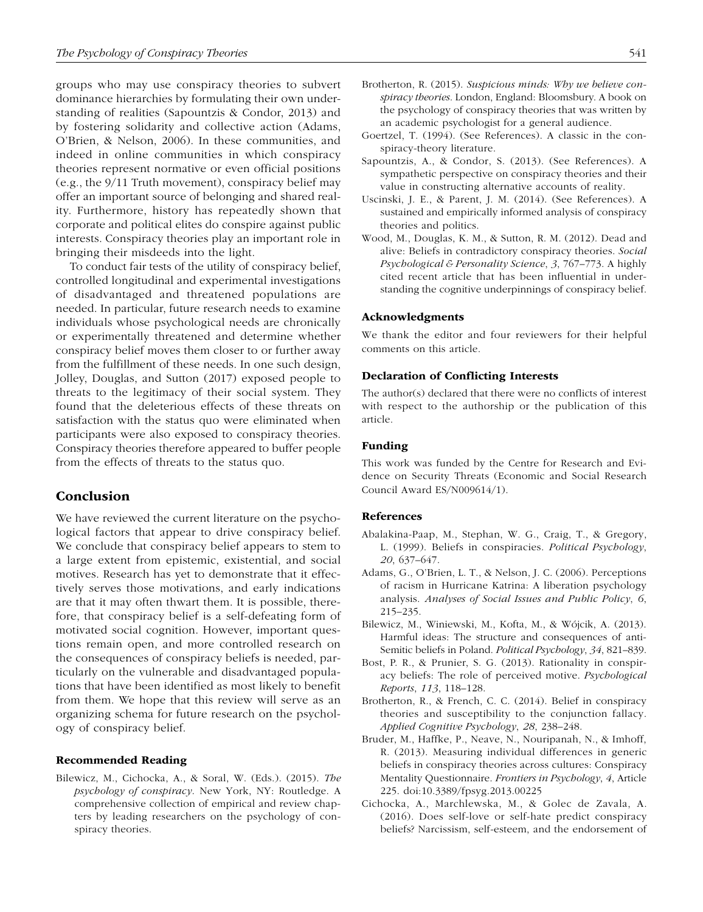groups who may use conspiracy theories to subvert dominance hierarchies by formulating their own understanding of realities (Sapountzis & Condor, 2013) and by fostering solidarity and collective action (Adams, O'Brien, & Nelson, 2006). In these communities, and indeed in online communities in which conspiracy theories represent normative or even official positions (e.g., the 9/11 Truth movement), conspiracy belief may offer an important source of belonging and shared reality. Furthermore, history has repeatedly shown that corporate and political elites do conspire against public interests. Conspiracy theories play an important role in bringing their misdeeds into the light.

To conduct fair tests of the utility of conspiracy belief, controlled longitudinal and experimental investigations of disadvantaged and threatened populations are needed. In particular, future research needs to examine individuals whose psychological needs are chronically or experimentally threatened and determine whether conspiracy belief moves them closer to or further away from the fulfillment of these needs. In one such design, Jolley, Douglas, and Sutton (2017) exposed people to threats to the legitimacy of their social system. They found that the deleterious effects of these threats on satisfaction with the status quo were eliminated when participants were also exposed to conspiracy theories. Conspiracy theories therefore appeared to buffer people from the effects of threats to the status quo.

## Conclusion

We have reviewed the current literature on the psychological factors that appear to drive conspiracy belief. We conclude that conspiracy belief appears to stem to a large extent from epistemic, existential, and social motives. Research has yet to demonstrate that it effectively serves those motivations, and early indications are that it may often thwart them. It is possible, therefore, that conspiracy belief is a self-defeating form of motivated social cognition. However, important questions remain open, and more controlled research on the consequences of conspiracy beliefs is needed, particularly on the vulnerable and disadvantaged populations that have been identified as most likely to benefit from them. We hope that this review will serve as an organizing schema for future research on the psychology of conspiracy belief.

### Recommended Reading

Bilewicz, M., Cichocka, A., & Soral, W. (Eds.). (2015). *The psychology of conspiracy*. New York, NY: Routledge. A comprehensive collection of empirical and review chapters by leading researchers on the psychology of conspiracy theories.

Brotherton, R. (2015). *Suspicious minds: Why we believe conspiracy theories*. London, England: Bloomsbury. A book on the psychology of conspiracy theories that was written by an academic psychologist for a general audience.

Goertzel, T. (1994). (See References). A classic in the conspiracy-theory literature.

Sapountzis, A., & Condor, S. (2013). (See References). A sympathetic perspective on conspiracy theories and their value in constructing alternative accounts of reality.

Uscinski, J. E., & Parent, J. M. (2014). (See References). A sustained and empirically informed analysis of conspiracy theories and politics.

Wood, M., Douglas, K. M., & Sutton, R. M. (2012). Dead and alive: Beliefs in contradictory conspiracy theories. *Social Psychological & Personality Science*, *3*, 767–773. A highly cited recent article that has been influential in understanding the cognitive underpinnings of conspiracy belief.

### Acknowledgments

We thank the editor and four reviewers for their helpful comments on this article.

### Declaration of Conflicting Interests

The author(s) declared that there were no conflicts of interest with respect to the authorship or the publication of this article.

### Funding

This work was funded by the Centre for Research and Evidence on Security Threats (Economic and Social Research Council Award ES/N009614/1).

### References

Abalakina-Paap, M., Stephan, W. G., Craig, T., & Gregory, L. (1999). Beliefs in conspiracies. *Political Psychology*, *20*, 637–647.

Adams, G., O'Brien, L. T., & Nelson, J. C. (2006). Perceptions of racism in Hurricane Katrina: A liberation psychology analysis. *Analyses of Social Issues and Public Policy*, *6*, 215–235.

Bilewicz, M., Winiewski, M., Kofta, M., & Wójcik, A. (2013). Harmful ideas: The structure and consequences of anti-Semitic beliefs in Poland. *Political Psychology*, *34*, 821–839.

Bost, P. R., & Prunier, S. G. (2013). Rationality in conspiracy beliefs: The role of perceived motive. *Psychological Reports*, *113*, 118–128.

Brotherton, R., & French, C. C. (2014). Belief in conspiracy theories and susceptibility to the conjunction fallacy. *Applied Cognitive Psychology*, *28*, 238–248.

Bruder, M., Haffke, P., Neave, N., Nouripanah, N., & Imhoff, R. (2013). Measuring individual differences in generic beliefs in conspiracy theories across cultures: Conspiracy Mentality Questionnaire. *Frontiers in Psychology*, *4*, Article 225. doi:10.3389/fpsyg.2013.00225

Cichocka, A., Marchlewska, M., & Golec de Zavala, A. (2016). Does self-love or self-hate predict conspiracy beliefs? Narcissism, self-esteem, and the endorsement of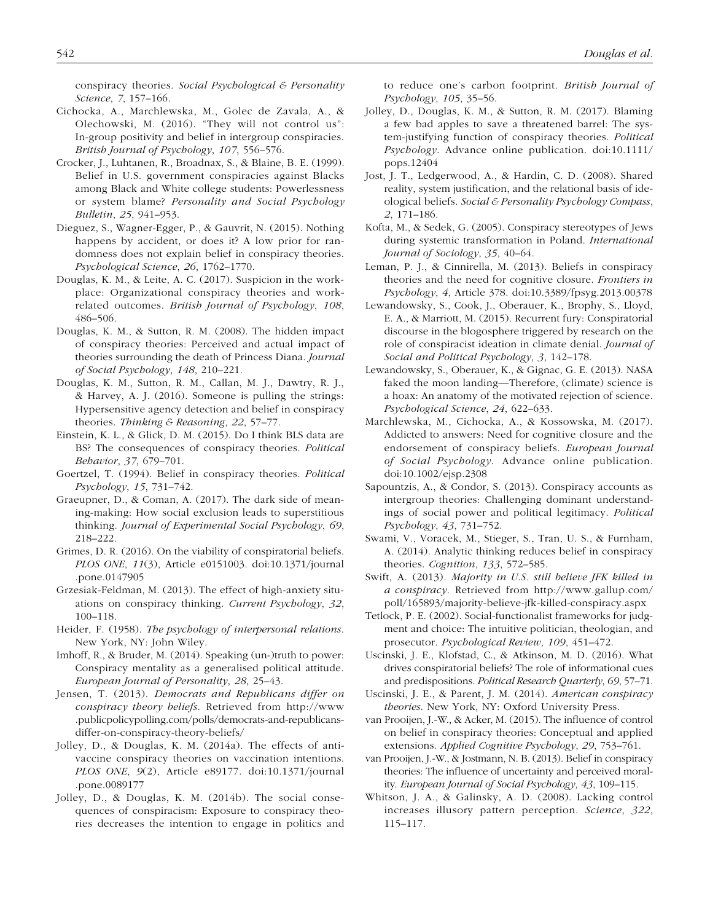conspiracy theories. *Social Psychological & Personality Science*, *7*, 157–166.

Cichocka, A., Marchlewska, M., Golec de Zavala, A., & Olechowski, M. (2016). "They will not control us": In-group positivity and belief in intergroup conspiracies. *British Journal of Psychology*, *107*, 556–576.

Crocker, J., Luhtanen, R., Broadnax, S., & Blaine, B. E. (1999). Belief in U.S. government conspiracies against Blacks among Black and White college students: Powerlessness or system blame? *Personality and Social Psychology Bulletin*, *25*, 941–953.

Dieguez, S., Wagner-Egger, P., & Gauvrit, N. (2015). Nothing happens by accident, or does it? A low prior for randomness does not explain belief in conspiracy theories. *Psychological Science*, *26*, 1762–1770.

Douglas, K. M., & Leite, A. C. (2017). Suspicion in the workplace: Organizational conspiracy theories and work-related outcomes. *British Journal of Psychology*, *108*, 486–506.

Douglas, K. M., & Sutton, R. M. (2008). The hidden impact of conspiracy theories: Perceived and actual impact of theories surrounding the death of Princess Diana. *Journal of Social Psychology*, *148*, 210–221.

Douglas, K. M., Sutton, R. M., Callan, M. J., Dawtry, R. J., & Harvey, A. J. (2016). Someone is pulling the strings: Hypersensitive agency detection and belief in conspiracy theories. *Thinking & Reasoning*, *22*, 57–77.

Einstein, K. L., & Glick, D. M. (2015). Do I think BLS data are BS? The consequences of conspiracy theories. *Political Behavior*, *37*, 679–701.

Goertzel, T. (1994). Belief in conspiracy theories. *Political Psychology*, *15*, 731–742.

Graeupner, D., & Coman, A. (2017). The dark side of meaning-making: How social exclusion leads to superstitious thinking. *Journal of Experimental Social Psychology*, *69*, 218–222.

Grimes, D. R. (2016). On the viability of conspiratorial beliefs. *PLOS ONE*, *11*(3), Article e0151003. doi:10.1371/journal.pone.0147905

Grzesiak-Feldman, M. (2013). The effect of high-anxiety situations on conspiracy thinking. *Current Psychology*, *32*, 100–118.

Heider, F. (1958). *The psychology of interpersonal relations*. New York, NY: John Wiley.

Imhoff, R., & Bruder, M. (2014). Speaking (un-)truth to power: Conspiracy mentality as a generalised political attitude. *European Journal of Personality*, *28*, 25–43.

Jensen, T. (2013). *Democrats and Republicans differ on conspiracy theory beliefs*. Retrieved from http://www.publicpolicypolling.com/polls/democrats-and-republicans-differ-on-conspiracy-theory-beliefs/

Jolley, D., & Douglas, K. M. (2014a). The effects of anti-vaccine conspiracy theories on vaccination intentions. *PLOS ONE*, *9*(2), Article e89177. doi:10.1371/journal.pone.0089177

Jolley, D., & Douglas, K. M. (2014b). The social consequences of conspiracism: Exposure to conspiracy theories decreases the intention to engage in politics and to reduce one's carbon footprint. *British Journal of Psychology*, *105*, 35–56.

Jolley, D., Douglas, K. M., & Sutton, R. M. (2017). Blaming a few bad apples to save a threatened barrel: The system-justifying function of conspiracy theories. *Political Psychology*. Advance online publication. doi:10.1111/pops.12404

Jost, J. T., Ledgerwood, A., & Hardin, C. D. (2008). Shared reality, system justification, and the relational basis of ideological beliefs. *Social & Personality Psychology Compass*, *2*, 171–186.

Kofta, M., & Sedek, G. (2005). Conspiracy stereotypes of Jews during systemic transformation in Poland. *International Journal of Sociology*, *35*, 40–64.

Leman, P. J., & Cinnirella, M. (2013). Beliefs in conspiracy theories and the need for cognitive closure. *Frontiers in Psychology*, *4*, Article 378. doi:10.3389/fpsyg.2013.00378

Lewandowsky, S., Cook, J., Oberauer, K., Brophy, S., Lloyd, E. A., & Marriott, M. (2015). Recurrent fury: Conspiratorial discourse in the blogosphere triggered by research on the role of conspiracist ideation in climate denial. *Journal of Social and Political Psychology*, *3*, 142–178.

Lewandowsky, S., Oberauer, K., & Gignac, G. E. (2013). NASA faked the moon landing—Therefore, (climate) science is a hoax: An anatomy of the motivated rejection of science. *Psychological Science*, *24*, 622–633.

Marchlewska, M., Cichocka, A., & Kossowska, M. (2017). Addicted to answers: Need for cognitive closure and the endorsement of conspiracy beliefs. *European Journal of Social Psychology*. Advance online publication. doi:10.1002/ejsp.2308

Sapountzis, A., & Condor, S. (2013). Conspiracy accounts as intergroup theories: Challenging dominant understandings of social power and political legitimacy. *Political Psychology*, *43*, 731–752.

Swami, V., Voracek, M., Stieger, S., Tran, U. S., & Furnham, A. (2014). Analytic thinking reduces belief in conspiracy theories. *Cognition*, *133*, 572–585.

Swift, A. (2013). *Majority in U.S. still believe JFK killed in a conspiracy*. Retrieved from http://www.gallup.com/poll/165893/majority-believe-jfk-killed-conspiracy.aspx

Tetlock, P. E. (2002). Social-functionalist frameworks for judgment and choice: The intuitive politician, theologian, and prosecutor. *Psychological Review*, *109*, 451–472.

Uscinski, J. E., Klofstad, C., & Atkinson, M. D. (2016). What drives conspiratorial beliefs? The role of informational cues and predispositions. *Political Research Quarterly*, *69*, 57–71.

Uscinski, J. E., & Parent, J. M. (2014). *American conspiracy theories*. New York, NY: Oxford University Press.

van Prooijen, J.-W., & Acker, M. (2015). The influence of control on belief in conspiracy theories: Conceptual and applied extensions. *Applied Cognitive Psychology*, *29*, 753–761.

van Prooijen, J.-W., & Jostmann, N. B. (2013). Belief in conspiracy theories: The influence of uncertainty and perceived morality. *European Journal of Social Psychology*, *43*, 109–115.

Whitson, J. A., & Galinsky, A. D. (2008). Lacking control increases illusory pattern perception. *Science*, *322*, 115–117.